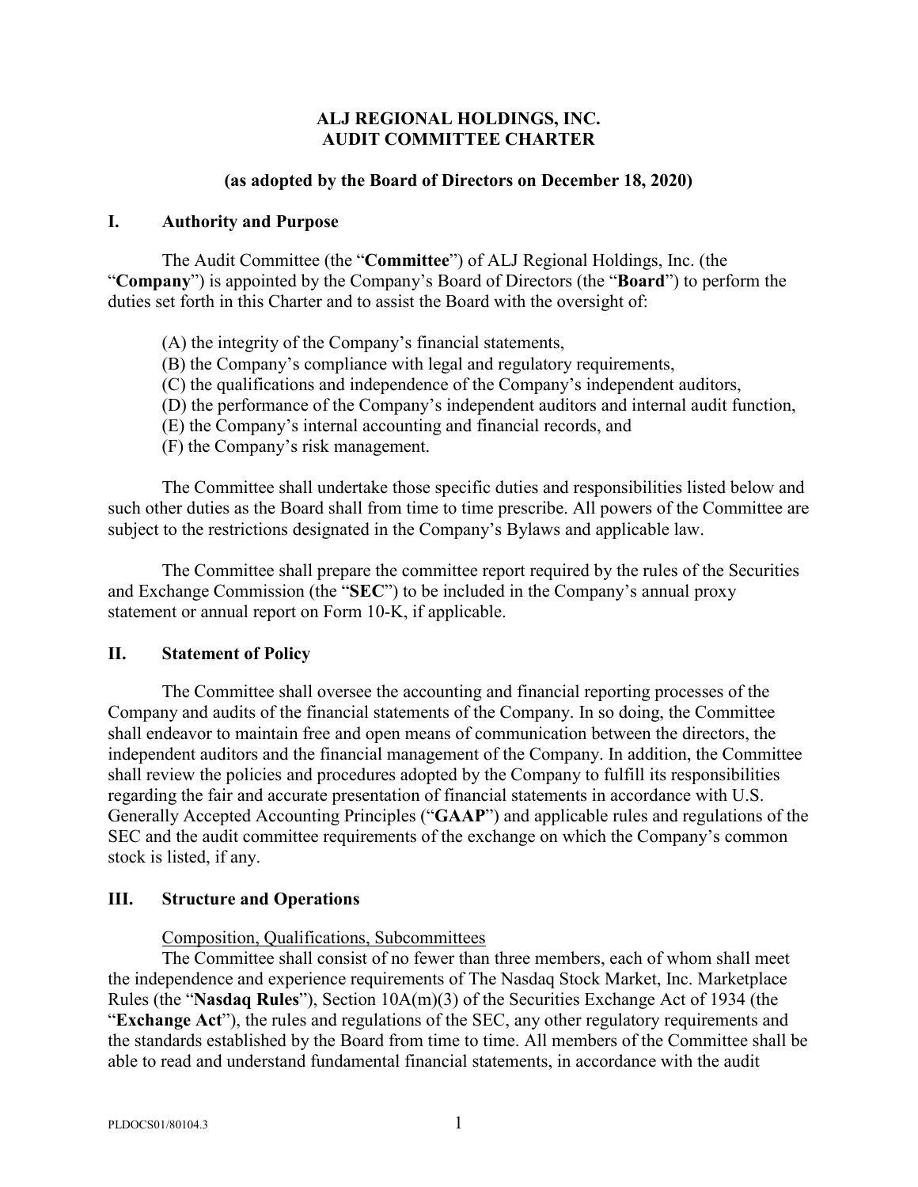# ALJ REGIONAL HOLDINGS, INC.
# AUDIT COMMITTEE CHARTER

**(as adopted by the Board of Directors on December 18, 2020)**

## I. Authority and Purpose

The Audit Committee (the "**Committee**") of ALJ Regional Holdings, Inc. (the "**Company**") is appointed by the Company's Board of Directors (the "**Board**") to perform the duties set forth in this Charter and to assist the Board with the oversight of:

(A) the integrity of the Company's financial statements,
(B) the Company's compliance with legal and regulatory requirements,
(C) the qualifications and independence of the Company's independent auditors,
(D) the performance of the Company's independent auditors and internal audit function,
(E) the Company's internal accounting and financial records, and
(F) the Company's risk management.

The Committee shall undertake those specific duties and responsibilities listed below and such other duties as the Board shall from time to time prescribe. All powers of the Committee are subject to the restrictions designated in the Company's Bylaws and applicable law.

The Committee shall prepare the committee report required by the rules of the Securities and Exchange Commission (the "**SEC**") to be included in the Company's annual proxy statement or annual report on Form 10-K, if applicable.

## II. Statement of Policy

The Committee shall oversee the accounting and financial reporting processes of the Company and audits of the financial statements of the Company. In so doing, the Committee shall endeavor to maintain free and open means of communication between the directors, the independent auditors and the financial management of the Company. In addition, the Committee shall review the policies and procedures adopted by the Company to fulfill its responsibilities regarding the fair and accurate presentation of financial statements in accordance with U.S. Generally Accepted Accounting Principles ("**GAAP**") and applicable rules and regulations of the SEC and the audit committee requirements of the exchange on which the Company's common stock is listed, if any.

## III. Structure and Operations

<u>Composition, Qualifications, Subcommittees</u>

The Committee shall consist of no fewer than three members, each of whom shall meet the independence and experience requirements of The Nasdaq Stock Market, Inc. Marketplace Rules (the "**Nasdaq Rules**"), Section 10A(m)(3) of the Securities Exchange Act of 1934 (the "**Exchange Act**"), the rules and regulations of the SEC, any other regulatory requirements and the standards established by the Board from time to time. All members of the Committee shall be able to read and understand fundamental financial statements, in accordance with the audit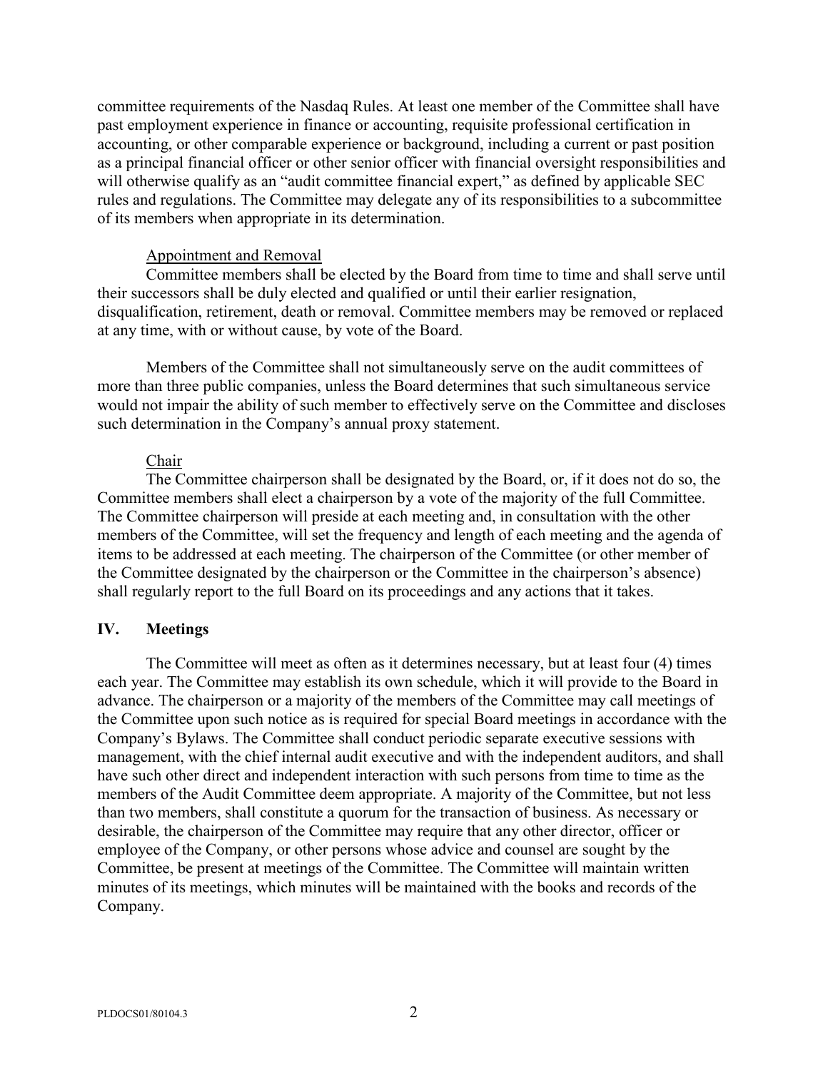committee requirements of the Nasdaq Rules. At least one member of the Committee shall have past employment experience in finance or accounting, requisite professional certification in accounting, or other comparable experience or background, including a current or past position as a principal financial officer or other senior officer with financial oversight responsibilities and will otherwise qualify as an "audit committee financial expert," as defined by applicable SEC rules and regulations. The Committee may delegate any of its responsibilities to a subcommittee of its members when appropriate in its determination.

Appointment and Removal

Committee members shall be elected by the Board from time to time and shall serve until their successors shall be duly elected and qualified or until their earlier resignation, disqualification, retirement, death or removal. Committee members may be removed or replaced at any time, with or without cause, by vote of the Board.

Members of the Committee shall not simultaneously serve on the audit committees of more than three public companies, unless the Board determines that such simultaneous service would not impair the ability of such member to effectively serve on the Committee and discloses such determination in the Company's annual proxy statement.

Chair

The Committee chairperson shall be designated by the Board, or, if it does not do so, the Committee members shall elect a chairperson by a vote of the majority of the full Committee. The Committee chairperson will preside at each meeting and, in consultation with the other members of the Committee, will set the frequency and length of each meeting and the agenda of items to be addressed at each meeting. The chairperson of the Committee (or other member of the Committee designated by the chairperson or the Committee in the chairperson's absence) shall regularly report to the full Board on its proceedings and any actions that it takes.

## IV. Meetings

The Committee will meet as often as it determines necessary, but at least four (4) times each year. The Committee may establish its own schedule, which it will provide to the Board in advance. The chairperson or a majority of the members of the Committee may call meetings of the Committee upon such notice as is required for special Board meetings in accordance with the Company's Bylaws. The Committee shall conduct periodic separate executive sessions with management, with the chief internal audit executive and with the independent auditors, and shall have such other direct and independent interaction with such persons from time to time as the members of the Audit Committee deem appropriate. A majority of the Committee, but not less than two members, shall constitute a quorum for the transaction of business. As necessary or desirable, the chairperson of the Committee may require that any other director, officer or employee of the Company, or other persons whose advice and counsel are sought by the Committee, be present at meetings of the Committee. The Committee will maintain written minutes of its meetings, which minutes will be maintained with the books and records of the Company.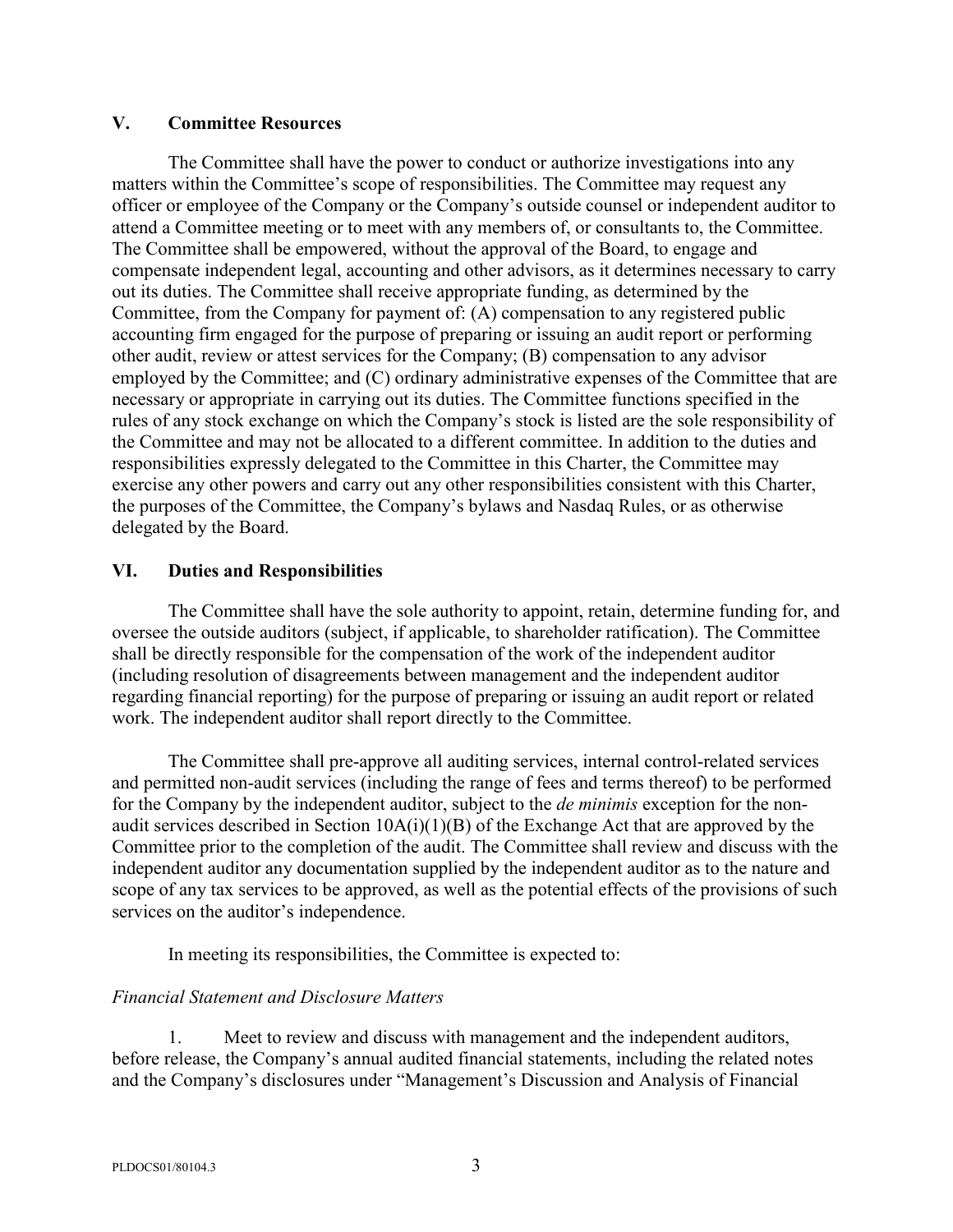## V. Committee Resources

The Committee shall have the power to conduct or authorize investigations into any matters within the Committee's scope of responsibilities. The Committee may request any officer or employee of the Company or the Company's outside counsel or independent auditor to attend a Committee meeting or to meet with any members of, or consultants to, the Committee. The Committee shall be empowered, without the approval of the Board, to engage and compensate independent legal, accounting and other advisors, as it determines necessary to carry out its duties. The Committee shall receive appropriate funding, as determined by the Committee, from the Company for payment of: (A) compensation to any registered public accounting firm engaged for the purpose of preparing or issuing an audit report or performing other audit, review or attest services for the Company; (B) compensation to any advisor employed by the Committee; and (C) ordinary administrative expenses of the Committee that are necessary or appropriate in carrying out its duties. The Committee functions specified in the rules of any stock exchange on which the Company's stock is listed are the sole responsibility of the Committee and may not be allocated to a different committee. In addition to the duties and responsibilities expressly delegated to the Committee in this Charter, the Committee may exercise any other powers and carry out any other responsibilities consistent with this Charter, the purposes of the Committee, the Company's bylaws and Nasdaq Rules, or as otherwise delegated by the Board.

## VI. Duties and Responsibilities

The Committee shall have the sole authority to appoint, retain, determine funding for, and oversee the outside auditors (subject, if applicable, to shareholder ratification). The Committee shall be directly responsible for the compensation of the work of the independent auditor (including resolution of disagreements between management and the independent auditor regarding financial reporting) for the purpose of preparing or issuing an audit report or related work. The independent auditor shall report directly to the Committee.

The Committee shall pre-approve all auditing services, internal control-related services and permitted non-audit services (including the range of fees and terms thereof) to be performed for the Company by the independent auditor, subject to the *de minimis* exception for the non-audit services described in Section 10A(i)(1)(B) of the Exchange Act that are approved by the Committee prior to the completion of the audit. The Committee shall review and discuss with the independent auditor any documentation supplied by the independent auditor as to the nature and scope of any tax services to be approved, as well as the potential effects of the provisions of such services on the auditor's independence.

In meeting its responsibilities, the Committee is expected to:

*Financial Statement and Disclosure Matters*

1. Meet to review and discuss with management and the independent auditors, before release, the Company's annual audited financial statements, including the related notes and the Company's disclosures under "Management's Discussion and Analysis of Financial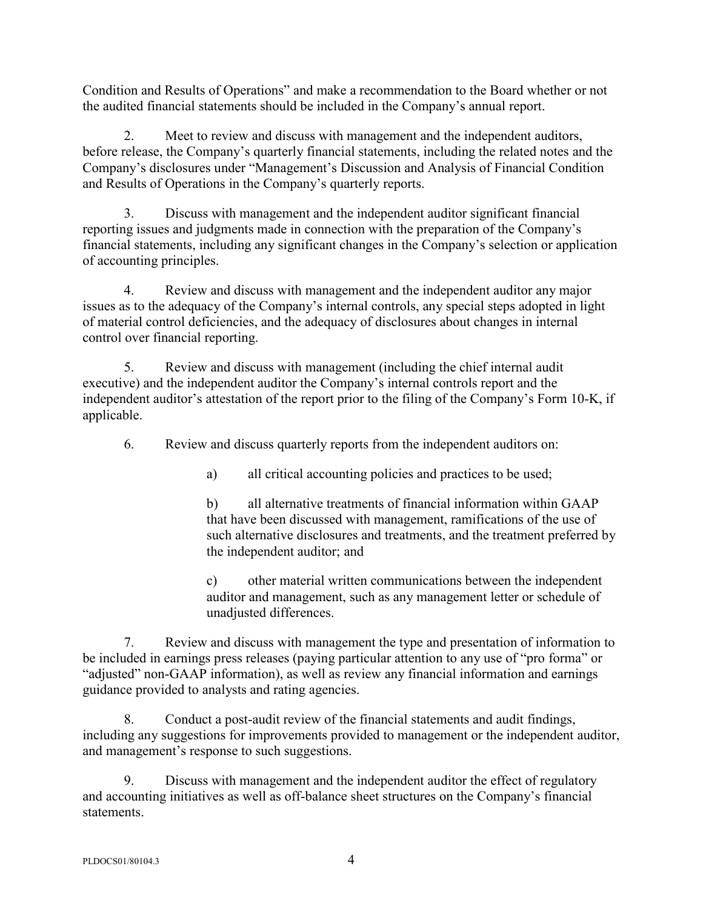Condition and Results of Operations" and make a recommendation to the Board whether or not the audited financial statements should be included in the Company's annual report.

2. Meet to review and discuss with management and the independent auditors, before release, the Company's quarterly financial statements, including the related notes and the Company's disclosures under "Management's Discussion and Analysis of Financial Condition and Results of Operations in the Company's quarterly reports.

3. Discuss with management and the independent auditor significant financial reporting issues and judgments made in connection with the preparation of the Company's financial statements, including any significant changes in the Company's selection or application of accounting principles.

4. Review and discuss with management and the independent auditor any major issues as to the adequacy of the Company's internal controls, any special steps adopted in light of material control deficiencies, and the adequacy of disclosures about changes in internal control over financial reporting.

5. Review and discuss with management (including the chief internal audit executive) and the independent auditor the Company's internal controls report and the independent auditor's attestation of the report prior to the filing of the Company's Form 10-K, if applicable.

6. Review and discuss quarterly reports from the independent auditors on:

   a) all critical accounting policies and practices to be used;

   b) all alternative treatments of financial information within GAAP that have been discussed with management, ramifications of the use of such alternative disclosures and treatments, and the treatment preferred by the independent auditor; and

   c) other material written communications between the independent auditor and management, such as any management letter or schedule of unadjusted differences.

7. Review and discuss with management the type and presentation of information to be included in earnings press releases (paying particular attention to any use of "pro forma" or "adjusted" non-GAAP information), as well as review any financial information and earnings guidance provided to analysts and rating agencies.

8. Conduct a post-audit review of the financial statements and audit findings, including any suggestions for improvements provided to management or the independent auditor, and management's response to such suggestions.

9. Discuss with management and the independent auditor the effect of regulatory and accounting initiatives as well as off-balance sheet structures on the Company's financial statements.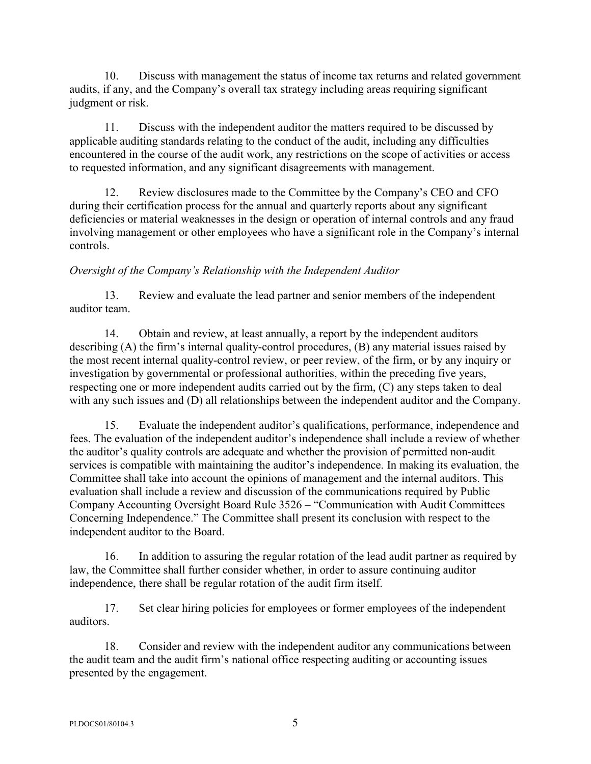10. Discuss with management the status of income tax returns and related government audits, if any, and the Company's overall tax strategy including areas requiring significant judgment or risk.

11. Discuss with the independent auditor the matters required to be discussed by applicable auditing standards relating to the conduct of the audit, including any difficulties encountered in the course of the audit work, any restrictions on the scope of activities or access to requested information, and any significant disagreements with management.

12. Review disclosures made to the Committee by the Company's CEO and CFO during their certification process for the annual and quarterly reports about any significant deficiencies or material weaknesses in the design or operation of internal controls and any fraud involving management or other employees who have a significant role in the Company's internal controls.

*Oversight of the Company's Relationship with the Independent Auditor*

13. Review and evaluate the lead partner and senior members of the independent auditor team.

14. Obtain and review, at least annually, a report by the independent auditors describing (A) the firm's internal quality-control procedures, (B) any material issues raised by the most recent internal quality-control review, or peer review, of the firm, or by any inquiry or investigation by governmental or professional authorities, within the preceding five years, respecting one or more independent audits carried out by the firm, (C) any steps taken to deal with any such issues and (D) all relationships between the independent auditor and the Company.

15. Evaluate the independent auditor's qualifications, performance, independence and fees. The evaluation of the independent auditor's independence shall include a review of whether the auditor's quality controls are adequate and whether the provision of permitted non-audit services is compatible with maintaining the auditor's independence. In making its evaluation, the Committee shall take into account the opinions of management and the internal auditors. This evaluation shall include a review and discussion of the communications required by Public Company Accounting Oversight Board Rule 3526 – "Communication with Audit Committees Concerning Independence." The Committee shall present its conclusion with respect to the independent auditor to the Board.

16. In addition to assuring the regular rotation of the lead audit partner as required by law, the Committee shall further consider whether, in order to assure continuing auditor independence, there shall be regular rotation of the audit firm itself.

17. Set clear hiring policies for employees or former employees of the independent auditors.

18. Consider and review with the independent auditor any communications between the audit team and the audit firm's national office respecting auditing or accounting issues presented by the engagement.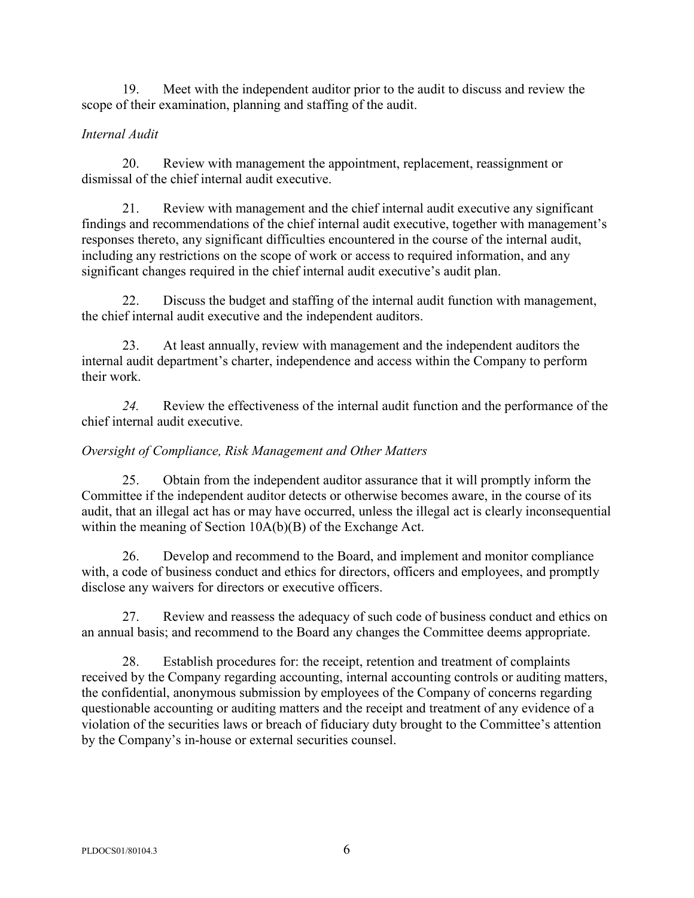19. Meet with the independent auditor prior to the audit to discuss and review the scope of their examination, planning and staffing of the audit.

*Internal Audit*

20. Review with management the appointment, replacement, reassignment or dismissal of the chief internal audit executive.

21. Review with management and the chief internal audit executive any significant findings and recommendations of the chief internal audit executive, together with management's responses thereto, any significant difficulties encountered in the course of the internal audit, including any restrictions on the scope of work or access to required information, and any significant changes required in the chief internal audit executive's audit plan.

22. Discuss the budget and staffing of the internal audit function with management, the chief internal audit executive and the independent auditors.

23. At least annually, review with management and the independent auditors the internal audit department's charter, independence and access within the Company to perform their work.

*24.* Review the effectiveness of the internal audit function and the performance of the chief internal audit executive.

*Oversight of Compliance, Risk Management and Other Matters*

25. Obtain from the independent auditor assurance that it will promptly inform the Committee if the independent auditor detects or otherwise becomes aware, in the course of its audit, that an illegal act has or may have occurred, unless the illegal act is clearly inconsequential within the meaning of Section 10A(b)(B) of the Exchange Act.

26. Develop and recommend to the Board, and implement and monitor compliance with, a code of business conduct and ethics for directors, officers and employees, and promptly disclose any waivers for directors or executive officers.

27. Review and reassess the adequacy of such code of business conduct and ethics on an annual basis; and recommend to the Board any changes the Committee deems appropriate.

28. Establish procedures for: the receipt, retention and treatment of complaints received by the Company regarding accounting, internal accounting controls or auditing matters, the confidential, anonymous submission by employees of the Company of concerns regarding questionable accounting or auditing matters and the receipt and treatment of any evidence of a violation of the securities laws or breach of fiduciary duty brought to the Committee's attention by the Company's in-house or external securities counsel.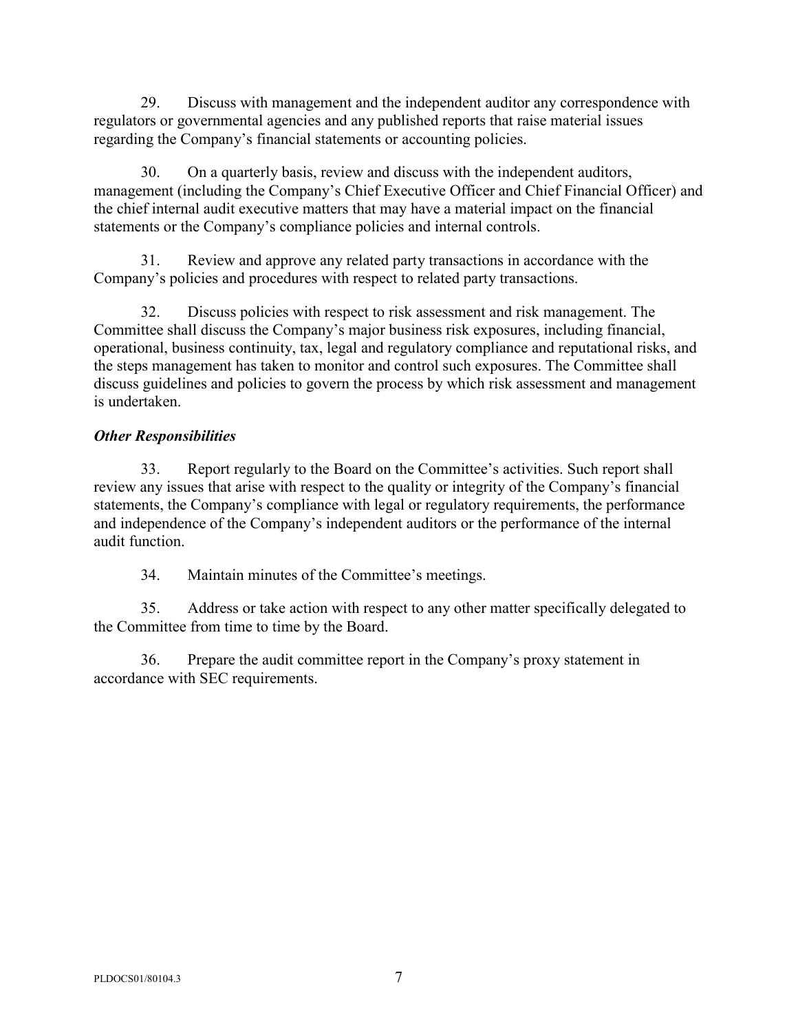29. Discuss with management and the independent auditor any correspondence with regulators or governmental agencies and any published reports that raise material issues regarding the Company's financial statements or accounting policies.

30. On a quarterly basis, review and discuss with the independent auditors, management (including the Company's Chief Executive Officer and Chief Financial Officer) and the chief internal audit executive matters that may have a material impact on the financial statements or the Company's compliance policies and internal controls.

31. Review and approve any related party transactions in accordance with the Company's policies and procedures with respect to related party transactions.

32. Discuss policies with respect to risk assessment and risk management. The Committee shall discuss the Company's major business risk exposures, including financial, operational, business continuity, tax, legal and regulatory compliance and reputational risks, and the steps management has taken to monitor and control such exposures. The Committee shall discuss guidelines and policies to govern the process by which risk assessment and management is undertaken.

***Other Responsibilities***

33. Report regularly to the Board on the Committee's activities. Such report shall review any issues that arise with respect to the quality or integrity of the Company's financial statements, the Company's compliance with legal or regulatory requirements, the performance and independence of the Company's independent auditors or the performance of the internal audit function.

34. Maintain minutes of the Committee's meetings.

35. Address or take action with respect to any other matter specifically delegated to the Committee from time to time by the Board.

36. Prepare the audit committee report in the Company's proxy statement in accordance with SEC requirements.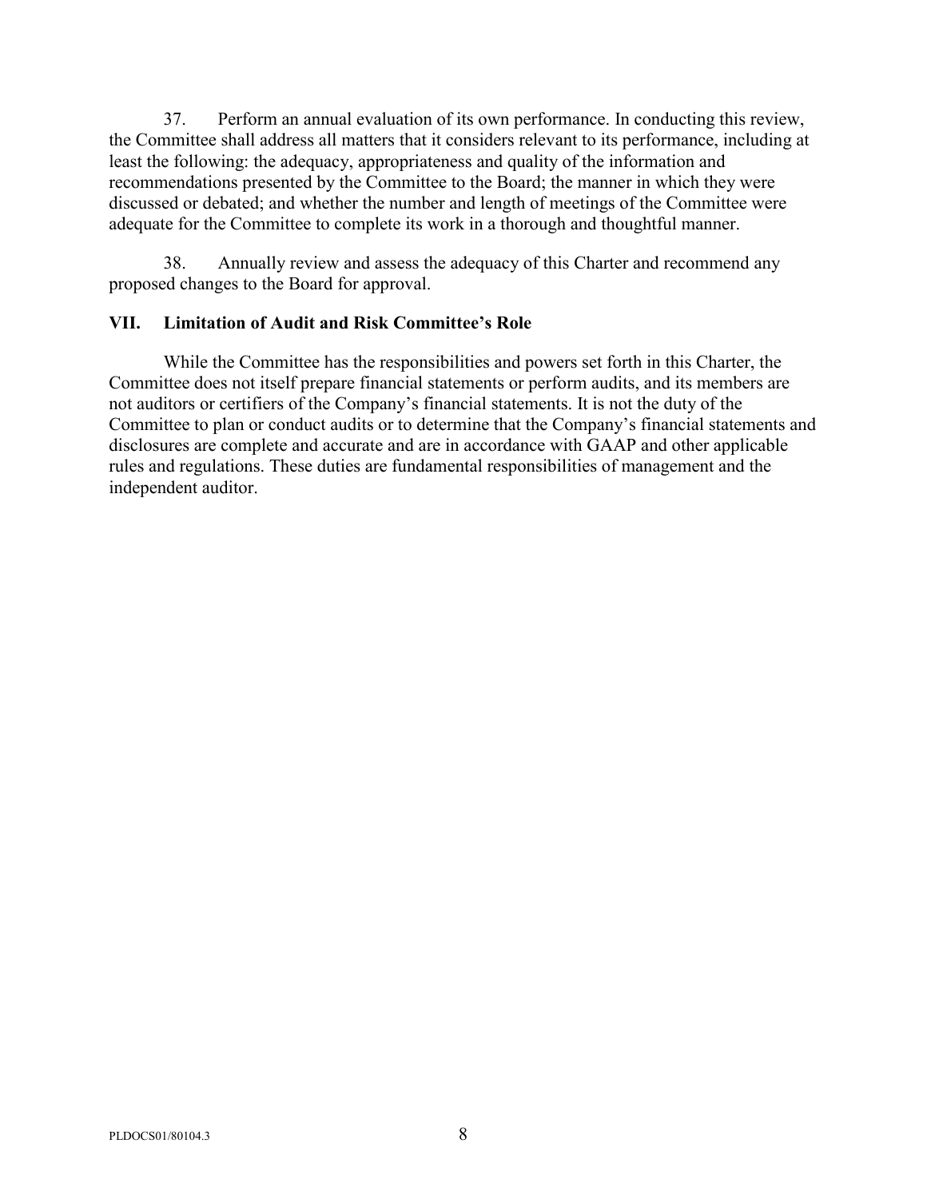37. Perform an annual evaluation of its own performance. In conducting this review, the Committee shall address all matters that it considers relevant to its performance, including at least the following: the adequacy, appropriateness and quality of the information and recommendations presented by the Committee to the Board; the manner in which they were discussed or debated; and whether the number and length of meetings of the Committee were adequate for the Committee to complete its work in a thorough and thoughtful manner.

38. Annually review and assess the adequacy of this Charter and recommend any proposed changes to the Board for approval.

## VII. Limitation of Audit and Risk Committee's Role

While the Committee has the responsibilities and powers set forth in this Charter, the Committee does not itself prepare financial statements or perform audits, and its members are not auditors or certifiers of the Company's financial statements. It is not the duty of the Committee to plan or conduct audits or to determine that the Company's financial statements and disclosures are complete and accurate and are in accordance with GAAP and other applicable rules and regulations. These duties are fundamental responsibilities of management and the independent auditor.